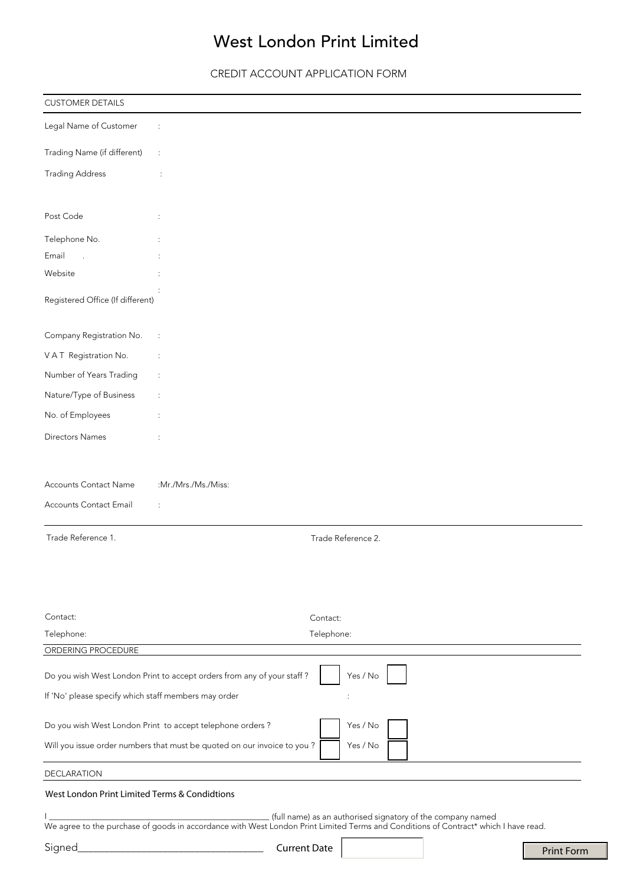# West London Print Limited

CREDIT ACCOUNT APPLICATION FORM

## CUSTOMER DETAILS

Legal Name of Customer :

Trading Name (if different) :

Trading Address :

Post Code :

Telephone No. :

Email :

Website :

Registered Office (If different) :

Company Registration No. :

V A T Registration No. :

Number of Years Trading :

Nature/Type of Business :

No. of Employees :

Directors Names :

Accounts Contact Name :Mr./Mrs./Ms./Miss:

Accounts Contact Email :

| Trade Reference 1. | Trade Reference 2. |
|---|---|
| Contact: | Contact: |
| Telephone: | Telephone: |

## ORDERING PROCEDURE

Do you wish West London Print to accept orders from any of your staff ? ☐ Yes / No ☐

If 'No' please specify which staff members may order :

Do you wish West London Print to accept telephone orders ? ☐ Yes / No ☐

Will you issue order numbers that must be quoted on our invoice to you ? ☐ Yes / No ☐

## DECLARATION

West London Print Limited Terms & Condidtions

I ______________________________________________ (full name) as an authorised signatory of the company named
We agree to the purchase of goods in accordance with West London Print Limited Terms and Conditions of Contract* which I have read.

Signed________________________________ Current Date ☐

Print Form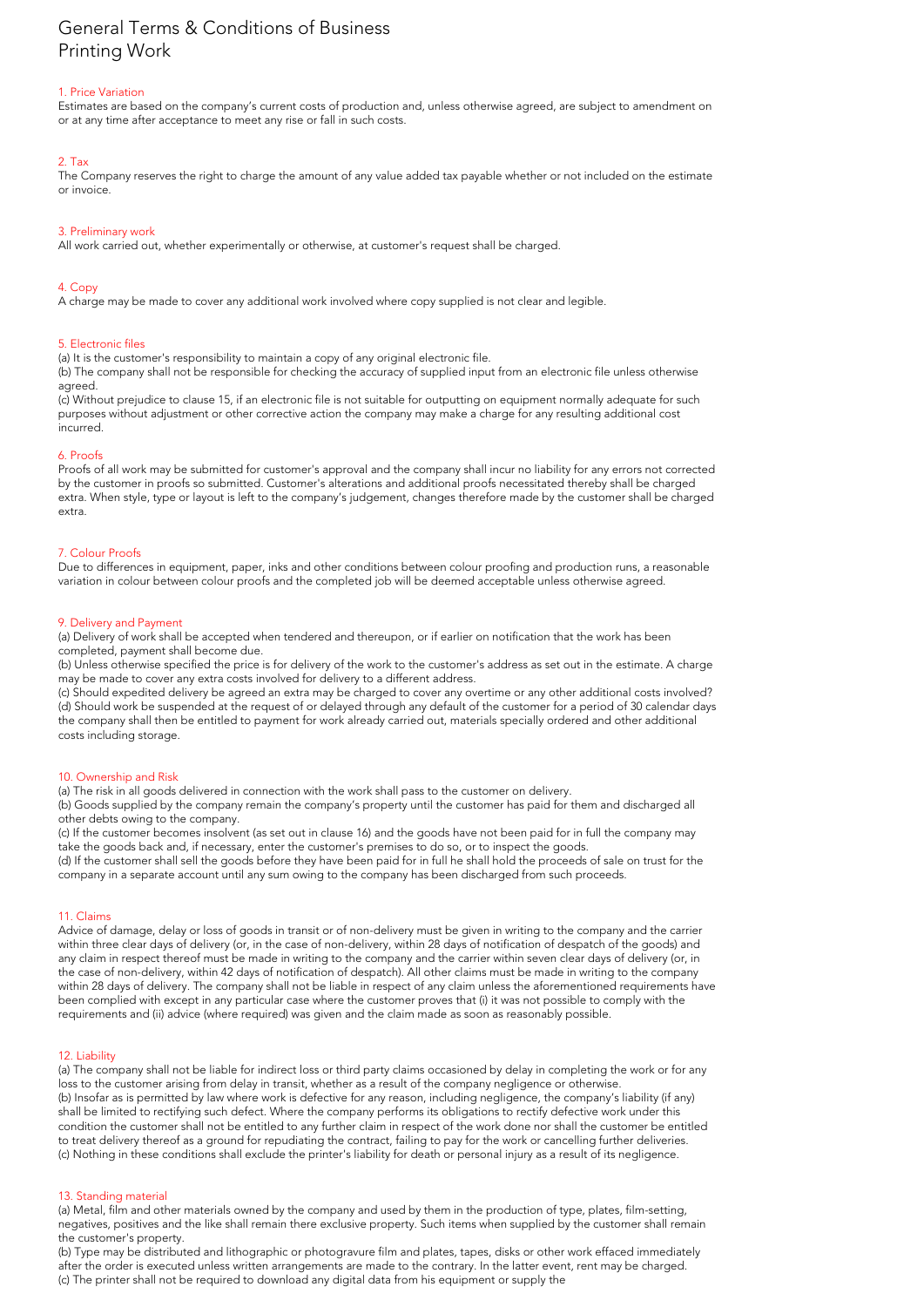# General Terms & Conditions of Business
# Printing Work

## 1. Price Variation

Estimates are based on the company's current costs of production and, unless otherwise agreed, are subject to amendment on or at any time after acceptance to meet any rise or fall in such costs.

## 2. Tax

The Company reserves the right to charge the amount of any value added tax payable whether or not included on the estimate or invoice.

## 3. Preliminary work

All work carried out, whether experimentally or otherwise, at customer's request shall be charged.

## 4. Copy

A charge may be made to cover any additional work involved where copy supplied is not clear and legible.

## 5. Electronic files

(a) It is the customer's responsibility to maintain a copy of any original electronic file.
(b) The company shall not be responsible for checking the accuracy of supplied input from an electronic file unless otherwise agreed.
(c) Without prejudice to clause 15, if an electronic file is not suitable for outputting on equipment normally adequate for such purposes without adjustment or other corrective action the company may make a charge for any resulting additional cost incurred.

## 6. Proofs

Proofs of all work may be submitted for customer's approval and the company shall incur no liability for any errors not corrected by the customer in proofs so submitted. Customer's alterations and additional proofs necessitated thereby shall be charged extra. When style, type or layout is left to the company's judgement, changes therefore made by the customer shall be charged extra.

## 7. Colour Proofs

Due to differences in equipment, paper, inks and other conditions between colour proofing and production runs, a reasonable variation in colour between colour proofs and the completed job will be deemed acceptable unless otherwise agreed.

## 9. Delivery and Payment

(a) Delivery of work shall be accepted when tendered and thereupon, or if earlier on notification that the work has been completed, payment shall become due.
(b) Unless otherwise specified the price is for delivery of the work to the customer's address as set out in the estimate. A charge may be made to cover any extra costs involved for delivery to a different address.
(c) Should expedited delivery be agreed an extra may be charged to cover any overtime or any other additional costs involved?
(d) Should work be suspended at the request of or delayed through any default of the customer for a period of 30 calendar days the company shall then be entitled to payment for work already carried out, materials specially ordered and other additional costs including storage.

## 10. Ownership and Risk

(a) The risk in all goods delivered in connection with the work shall pass to the customer on delivery.
(b) Goods supplied by the company remain the company's property until the customer has paid for them and discharged all other debts owing to the company.
(c) If the customer becomes insolvent (as set out in clause 16) and the goods have not been paid for in full the company may take the goods back and, if necessary, enter the customer's premises to do so, or to inspect the goods.
(d) If the customer shall sell the goods before they have been paid for in full he shall hold the proceeds of sale on trust for the company in a separate account until any sum owing to the company has been discharged from such proceeds.

## 11. Claims

Advice of damage, delay or loss of goods in transit or of non-delivery must be given in writing to the company and the carrier within three clear days of delivery (or, in the case of non-delivery, within 28 days of notification of despatch of the goods) and any claim in respect thereof must be made in writing to the company and the carrier within seven clear days of delivery (or, in the case of non-delivery, within 42 days of notification of despatch). All other claims must be made in writing to the company within 28 days of delivery. The company shall not be liable in respect of any claim unless the aforementioned requirements have been complied with except in any particular case where the customer proves that (i) it was not possible to comply with the requirements and (ii) advice (where required) was given and the claim made as soon as reasonably possible.

## 12. Liability

(a) The company shall not be liable for indirect loss or third party claims occasioned by delay in completing the work or for any loss to the customer arising from delay in transit, whether as a result of the company negligence or otherwise.
(b) Insofar as is permitted by law where work is defective for any reason, including negligence, the company's liability (if any) shall be limited to rectifying such defect. Where the company performs its obligations to rectify defective work under this condition the customer shall not be entitled to any further claim in respect of the work done nor shall the customer be entitled to treat delivery thereof as a ground for repudiating the contract, failing to pay for the work or cancelling further deliveries.
(c) Nothing in these conditions shall exclude the printer's liability for death or personal injury as a result of its negligence.

## 13. Standing material

(a) Metal, film and other materials owned by the company and used by them in the production of type, plates, film-setting, negatives, positives and the like shall remain there exclusive property. Such items when supplied by the customer shall remain the customer's property.
(b) Type may be distributed and lithographic or photogravure film and plates, tapes, disks or other work effaced immediately after the order is executed unless written arrangements are made to the contrary. In the latter event, rent may be charged.
(c) The printer shall not be required to download any digital data from his equipment or supply the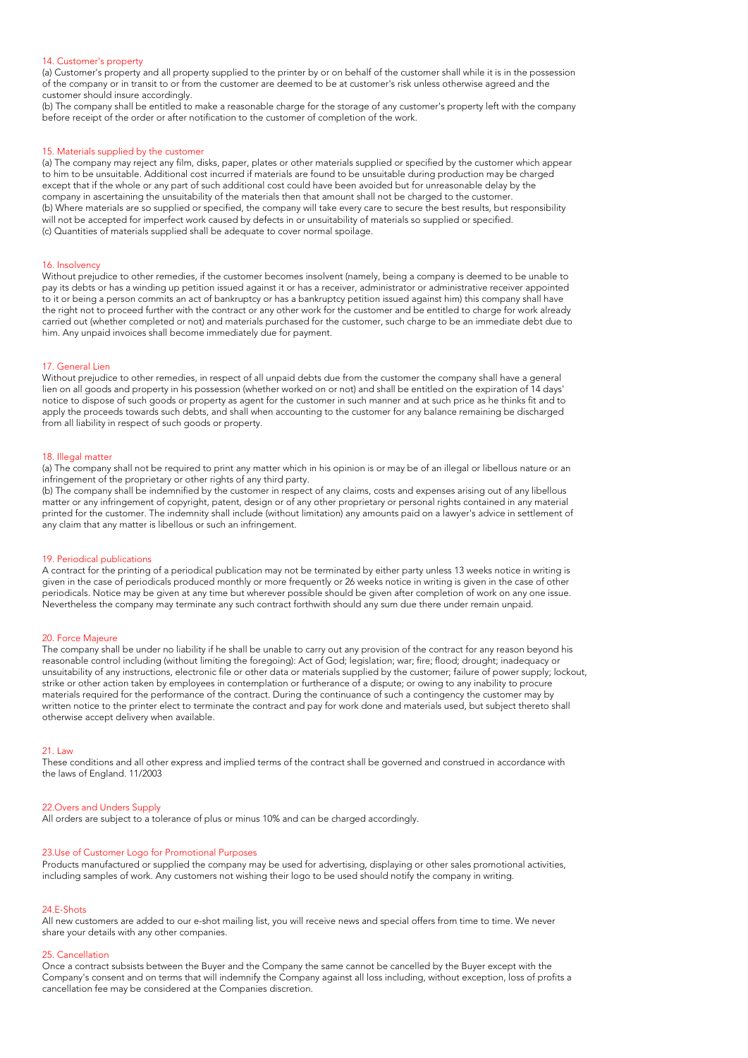### 14. Customer's property

(a) Customer's property and all property supplied to the printer by or on behalf of the customer shall while it is in the possession of the company or in transit to or from the customer are deemed to be at customer's risk unless otherwise agreed and the customer should insure accordingly.
(b) The company shall be entitled to make a reasonable charge for the storage of any customer's property left with the company before receipt of the order or after notification to the customer of completion of the work.

### 15. Materials supplied by the customer

(a) The company may reject any film, disks, paper, plates or other materials supplied or specified by the customer which appear to him to be unsuitable. Additional cost incurred if materials are found to be unsuitable during production may be charged except that if the whole or any part of such additional cost could have been avoided but for unreasonable delay by the company in ascertaining the unsuitability of the materials then that amount shall not be charged to the customer.
(b) Where materials are so supplied or specified, the company will take every care to secure the best results, but responsibility will not be accepted for imperfect work caused by defects in or unsuitability of materials so supplied or specified.
(c) Quantities of materials supplied shall be adequate to cover normal spoilage.

### 16. Insolvency

Without prejudice to other remedies, if the customer becomes insolvent (namely, being a company is deemed to be unable to pay its debts or has a winding up petition issued against it or has a receiver, administrator or administrative receiver appointed to it or being a person commits an act of bankruptcy or has a bankruptcy petition issued against him) this company shall have the right not to proceed further with the contract or any other work for the customer and be entitled to charge for work already carried out (whether completed or not) and materials purchased for the customer, such charge to be an immediate debt due to him. Any unpaid invoices shall become immediately due for payment.

### 17. General Lien

Without prejudice to other remedies, in respect of all unpaid debts due from the customer the company shall have a general lien on all goods and property in his possession (whether worked on or not) and shall be entitled on the expiration of 14 days' notice to dispose of such goods or property as agent for the customer in such manner and at such price as he thinks fit and to apply the proceeds towards such debts, and shall when accounting to the customer for any balance remaining be discharged from all liability in respect of such goods or property.

### 18. Illegal matter

(a) The company shall not be required to print any matter which in his opinion is or may be of an illegal or libellous nature or an infringement of the proprietary or other rights of any third party.
(b) The company shall be indemnified by the customer in respect of any claims, costs and expenses arising out of any libellous matter or any infringement of copyright, patent, design or of any other proprietary or personal rights contained in any material printed for the customer. The indemnity shall include (without limitation) any amounts paid on a lawyer's advice in settlement of any claim that any matter is libellous or such an infringement.

### 19. Periodical publications

A contract for the printing of a periodical publication may not be terminated by either party unless 13 weeks notice in writing is given in the case of periodicals produced monthly or more frequently or 26 weeks notice in writing is given in the case of other periodicals. Notice may be given at any time but wherever possible should be given after completion of work on any one issue. Nevertheless the company may terminate any such contract forthwith should any sum due there under remain unpaid.

### 20. Force Majeure

The company shall be under no liability if he shall be unable to carry out any provision of the contract for any reason beyond his reasonable control including (without limiting the foregoing): Act of God; legislation; war; fire; flood; drought; inadequacy or unsuitability of any instructions, electronic file or other data or materials supplied by the customer; failure of power supply; lockout, strike or other action taken by employees in contemplation or furtherance of a dispute; or owing to any inability to procure materials required for the performance of the contract. During the continuance of such a contingency the customer may by written notice to the printer elect to terminate the contract and pay for work done and materials used, but subject thereto shall otherwise accept delivery when available.

### 21. Law

These conditions and all other express and implied terms of the contract shall be governed and construed in accordance with the laws of England. 11/2003

### 22.Overs and Unders Supply

All orders are subject to a tolerance of plus or minus 10% and can be charged accordingly.

### 23.Use of Customer Logo for Promotional Purposes

Products manufactured or supplied the company may be used for advertising, displaying or other sales promotional activities, including samples of work. Any customers not wishing their logo to be used should notify the company in writing.

### 24.E-Shots

All new customers are added to our e-shot mailing list, you will receive news and special offers from time to time. We never share your details with any other companies.

### 25. Cancellation

Once a contract subsists between the Buyer and the Company the same cannot be cancelled by the Buyer except with the Company's consent and on terms that will indemnify the Company against all loss including, without exception, loss of profits a cancellation fee may be considered at the Companies discretion.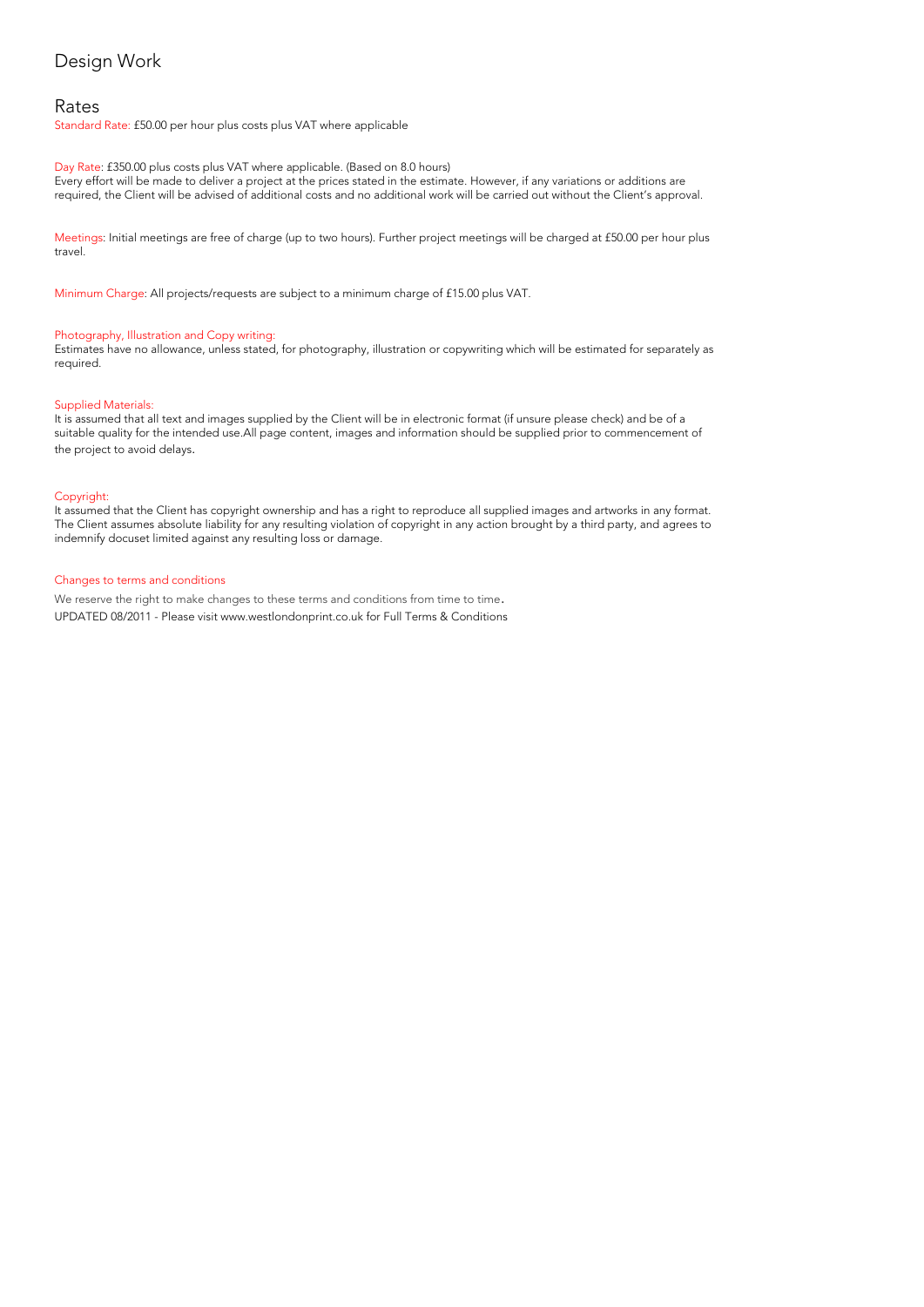# Design Work

## Rates

Standard Rate: £50.00 per hour plus costs plus VAT where applicable

Day Rate: £350.00 plus costs plus VAT where applicable. (Based on 8.0 hours)
Every effort will be made to deliver a project at the prices stated in the estimate. However, if any variations or additions are required, the Client will be advised of additional costs and no additional work will be carried out without the Client's approval.

Meetings: Initial meetings are free of charge (up to two hours). Further project meetings will be charged at £50.00 per hour plus travel.

Minimum Charge: All projects/requests are subject to a minimum charge of £15.00 plus VAT.

Photography, Illustration and Copy writing:
Estimates have no allowance, unless stated, for photography, illustration or copywriting which will be estimated for separately as required.

Supplied Materials:
It is assumed that all text and images supplied by the Client will be in electronic format (if unsure please check) and be of a suitable quality for the intended use.All page content, images and information should be supplied prior to commencement of the project to avoid delays.

Copyright:
It assumed that the Client has copyright ownership and has a right to reproduce all supplied images and artworks in any format. The Client assumes absolute liability for any resulting violation of copyright in any action brought by a third party, and agrees to indemnify docuset limited against any resulting loss or damage.

Changes to terms and conditions

We reserve the right to make changes to these terms and conditions from time to time.
UPDATED 08/2011 - Please visit www.westlondonprint.co.uk for Full Terms & Conditions